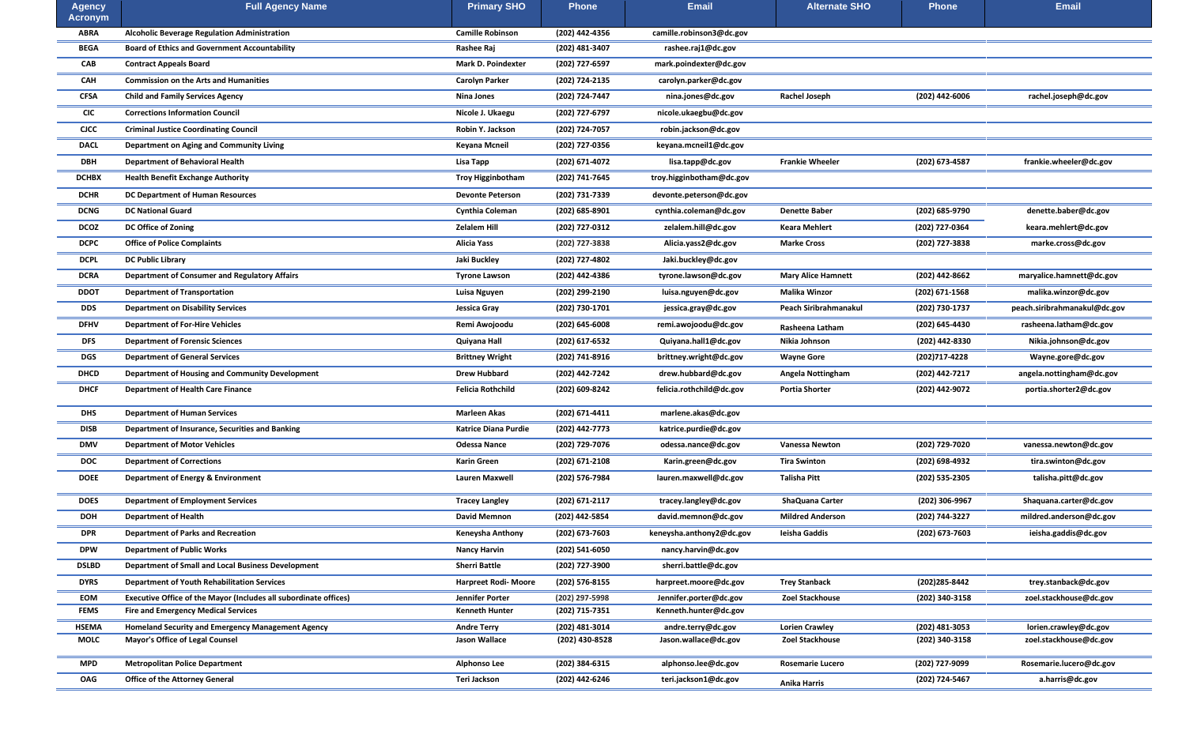| Agency Acronym | Full Agency Name | Primary SHO | Phone | Email | Alternate SHO | Phone | Email |
|---|---|---|---|---|---|---|---|
| ABRA | Alcoholic Beverage Regulation Administration | Camille Robinson | (202) 442-4356 | camille.robinson3@dc.gov | | | |
| BEGA | Board of Ethics and Government Accountability | Rashee Raj | (202) 481-3407 | rashee.raj1@dc.gov | | | |
| CAB | Contract Appeals Board | Mark D. Poindexter | (202) 727-6597 | mark.poindexter@dc.gov | | | |
| CAH | Commission on the Arts and Humanities | Carolyn Parker | (202) 724-2135 | carolyn.parker@dc.gov | | | |
| CFSA | Child and Family Services Agency | Nina Jones | (202) 724-7447 | nina.jones@dc.gov | Rachel Joseph | (202) 442-6006 | rachel.joseph@dc.gov |
| CIC | Corrections Information Council | Nicole J. Ukaegu | (202) 727-6797 | nicole.ukaegbu@dc.gov | | | |
| CJCC | Criminal Justice Coordinating Council | Robin Y. Jackson | (202) 724-7057 | robin.jackson@dc.gov | | | |
| DACL | Department on Aging and Community Living | Keyana Mcneil | (202) 727-0356 | keyana.mcneil1@dc.gov | | | |
| DBH | Department of Behavioral Health | Lisa Tapp | (202) 671-4072 | lisa.tapp@dc.gov | Frankie Wheeler | (202) 673-4587 | frankie.wheeler@dc.gov |
| DCHBX | Health Benefit Exchange Authority | Troy Higginbotham | (202) 741-7645 | troy.higginbotham@dc.gov | | | |
| DCHR | DC Department of Human Resources | Devonte Peterson | (202) 731-7339 | devonte.peterson@dc.gov | | | |
| DCNG | DC National Guard | Cynthia Coleman | (202) 685-8901 | cynthia.coleman@dc.gov | Denette Baber | (202) 685-9790 | denette.baber@dc.gov |
| DCOZ | DC Office of Zoning | Zelalem Hill | (202) 727-0312 | zelalem.hill@dc.gov | Keara Mehlert | (202) 727-0364 | keara.mehlert@dc.gov |
| DCPC | Office of Police Complaints | Alicia Yass | (202) 727-3838 | Alicia.yass2@dc.gov | Marke Cross | (202) 727-3838 | marke.cross@dc.gov |
| DCPL | DC Public Library | Jaki Buckley | (202) 727-4802 | Jaki.buckley@dc.gov | | | |
| DCRA | Department of Consumer and Regulatory Affairs | Tyrone Lawson | (202) 442-4386 | tyrone.lawson@dc.gov | Mary Alice Hamnett | (202) 442-8662 | maryalice.hamnett@dc.gov |
| DDOT | Department of Transportation | Luisa Nguyen | (202) 299-2190 | luisa.nguyen@dc.gov | Malika Winzor | (202) 671-1568 | malika.winzor@dc.gov |
| DDS | Department on Disability Services | Jessica Gray | (202) 730-1701 | jessica.gray@dc.gov | Peach Siribrahmanakul | (202) 730-1737 | peach.siribrahmanakul@dc.gov |
| DFHV | Department of For-Hire Vehicles | Remi Awojoodu | (202) 645-6008 | remi.awojoodu@dc.gov | Rasheena Latham | (202) 645-4430 | rasheena.latham@dc.gov |
| DFS | Department of Forensic Sciences | Quiyana Hall | (202) 617-6532 | Quiyana.hall1@dc.gov | Nikia Johnson | (202) 442-8330 | Nikia.johnson@dc.gov |
| DGS | Department of General Services | Brittney Wright | (202) 741-8916 | brittney.wright@dc.gov | Wayne Gore | (202)717-4228 | Wayne.gore@dc.gov |
| DHCD | Department of Housing and Community Development | Drew Hubbard | (202) 442-7242 | drew.hubbard@dc.gov | Angela Nottingham | (202) 442-7217 | angela.nottingham@dc.gov |
| DHCF | Department of Health Care Finance | Felicia Rothchild | (202) 609-8242 | felicia.rothchild@dc.gov | Portia Shorter | (202) 442-9072 | portia.shorter2@dc.gov |
| DHS | Department of Human Services | Marleen Akas | (202) 671-4411 | marlene.akas@dc.gov | | | |
| DISB | Department of Insurance, Securities and Banking | Katrice Diana Purdie | (202) 442-7773 | katrice.purdie@dc.gov | | | |
| DMV | Department of Motor Vehicles | Odessa Nance | (202) 729-7076 | odessa.nance@dc.gov | Vanessa Newton | (202) 729-7020 | vanessa.newton@dc.gov |
| DOC | Department of Corrections | Karin Green | (202) 671-2108 | Karin.green@dc.gov | Tira Swinton | (202) 698-4932 | tira.swinton@dc.gov |
| DOEE | Department of Energy & Environment | Lauren Maxwell | (202) 576-7984 | lauren.maxwell@dc.gov | Talisha Pitt | (202) 535-2305 | talisha.pitt@dc.gov |
| DOES | Department of Employment Services | Tracey Langley | (202) 671-2117 | tracey.langley@dc.gov | ShaQuana Carter | (202) 306-9967 | Shaquana.carter@dc.gov |
| DOH | Department of Health | David Memnon | (202) 442-5854 | david.memnon@dc.gov | Mildred Anderson | (202) 744-3227 | mildred.anderson@dc.gov |
| DPR | Department of Parks and Recreation | Keneysha Anthony | (202) 673-7603 | keneysha.anthony2@dc.gov | Ieisha Gaddis | (202) 673-7603 | ieisha.gaddis@dc.gov |
| DPW | Department of Public Works | Nancy Harvin | (202) 541-6050 | nancy.harvin@dc.gov | | | |
| DSLBD | Department of Small and Local Business Development | Sherri Battle | (202) 727-3900 | sherri.battle@dc.gov | | | |
| DYRS | Department of Youth Rehabilitation Services | Harpreet Rodi- Moore | (202) 576-8155 | harpreet.moore@dc.gov | Trey Stanback | (202)285-8442 | trey.stanback@dc.gov |
| EOM | Executive Office of the Mayor (Includes all subordinate offices) | Jennifer Porter | (202) 297-5998 | Jennifer.porter@dc.gov | Zoel Stackhouse | (202) 340-3158 | zoel.stackhouse@dc.gov |
| FEMS | Fire and Emergency Medical Services | Kenneth Hunter | (202) 715-7351 | Kenneth.hunter@dc.gov | | | |
| HSEMA | Homeland Security and Emergency Management Agency | Andre Terry | (202) 481-3014 | andre.terry@dc.gov | Lorien Crawley | (202) 481-3053 | lorien.crawley@dc.gov |
| MOLC | Mayor's Office of Legal Counsel | Jason Wallace | (202) 430-8528 | Jason.wallace@dc.gov | Zoel Stackhouse | (202) 340-3158 | zoel.stackhouse@dc.gov |
| MPD | Metropolitan Police Department | Alphonso Lee | (202) 384-6315 | alphonso.lee@dc.gov | Rosemarie Lucero | (202) 727-9099 | Rosemarie.lucero@dc.gov |
| OAG | Office of the Attorney General | Teri Jackson | (202) 442-6246 | teri.jackson1@dc.gov | Anika Harris | (202) 724-5467 | a.harris@dc.gov |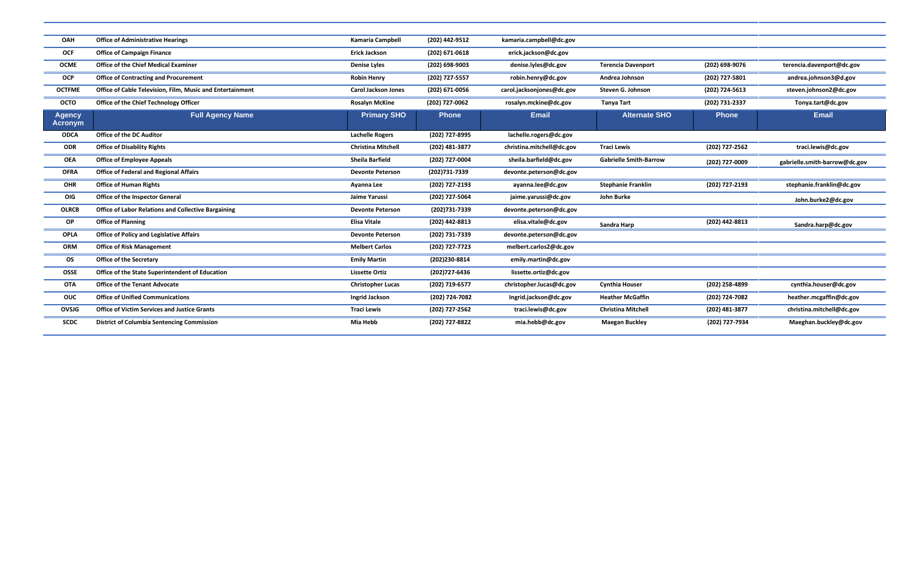| | | | | | | | |
|---|---|---|---|---|---|---|---|
| OAH | Office of Administrative Hearings | Kamaria Campbell | (202) 442-9512 | kamaria.campbell@dc.gov | | | |
| OCF | Office of Campaign Finance | Erick Jackson | (202) 671-0618 | erick.jackson@dc.gov | | | |
| OCME | Office of the Chief Medical Examiner | Denise Lyles | (202) 698-9003 | denise.lyles@dc.gov | Terencia Davenport | (202) 698-9076 | terencia.davenport@dc.gov |
| OCP | Office of Contracting and Procurement | Robin Henry | (202) 727-5557 | robin.henry@dc.gov | Andrea Johnson | (202) 727-5801 | andrea.johnson3@d.gov |
| OCTFME | Office of Cable Television, Film, Music and Entertainment | Carol Jackson Jones | (202) 671-0056 | carol.jacksonjones@dc.gov | Steven G. Johnson | (202) 724-5613 | steven.johnson2@dc.gov |
| OCTO | Office of the Chief Technology Officer | Rosalyn McKine | (202) 727-0062 | rosalyn.mckine@dc.gov | Tanya Tart | (202) 731-2337 | Tonya.tart@dc.gov |
| **Agency Acronym** | **Full Agency Name** | **Primary SHO** | **Phone** | **Email** | **Alternate SHO** | **Phone** | **Email** |
| ODCA | Office of the DC Auditor | Lachelle Rogers | (202) 727-8995 | lachelle.rogers@dc.gov | | | |
| ODR | Office of Disability Rights | Christina Mitchell | (202) 481-3877 | christina.mitchell@dc.gov | Traci Lewis | (202) 727-2562 | traci.lewis@dc.gov |
| OEA | Office of Employee Appeals | Sheila Barfield | (202) 727-0004 | sheila.barfield@dc.gov | Gabrielle Smith-Barrow | (202) 727-0009 | gabrielle.smith-barrow@dc.gov |
| OFRA | Office of Federal and Regional Affairs | Devonte Peterson | (202)731-7339 | devonte.peterson@dc.gov | | | |
| OHR | Office of Human Rights | Ayanna Lee | (202) 727-2193 | ayanna.lee@dc.gov | Stephanie Franklin | (202) 727-2193 | stephanie.franklin@dc.gov |
| OIG | Office of the Inspector General | Jaime Yarussi | (202) 727-5064 | jaime.yarussi@dc.gov | John Burke | | John.burke2@dc.gov |
| OLRCB | Office of Labor Relations and Collective Bargaining | Devonte Peterson | (202)731-7339 | devonte.peterson@dc.gov | | | |
| OP | Office of Planning | Elisa Vitale | (202) 442-8813 | elisa.vitale@dc.gov | Sandra Harp | (202) 442-8813 | Sandra.harp@dc.gov |
| OPLA | Office of Policy and Legislative Affairs | Devonte Peterson | (202) 731-7339 | devonte.peterson@dc.gov | | | |
| ORM | Office of Risk Management | Melbert Carlos | (202) 727-7723 | melbert.carlos2@dc.gov | | | |
| OS | Office of the Secretary | Emily Martin | (202)230-8814 | emily.martin@dc.gov | | | |
| OSSE | Office of the State Superintendent of Education | Lissette Ortiz | (202)727-6436 | lissette.ortiz@dc.gov | | | |
| OTA | Office of the Tenant Advocate | Christopher Lucas | (202) 719-6577 | christopher.lucas@dc.gov | Cynthia Houser | (202) 258-4899 | cynthia.houser@dc.gov |
| OUC | Office of Unified Communications | Ingrid Jackson | (202) 724-7082 | Ingrid.jackson@dc.gov | Heather McGaffin | (202) 724-7082 | heather.mcgaffin@dc.gov |
| OVSJG | Office of Victim Services and Justice Grants | Traci Lewis | (202) 727-2562 | traci.lewis@dc.gov | Christina Mitchell | (202) 481-3877 | christina.mitchell@dc.gov |
| SCDC | District of Columbia Sentencing Commission | Mia Hebb | (202) 727-8822 | mia.hebb@dc.gov | Maegan Buckley | (202) 727-7934 | Maeghan.buckley@dc.gov |